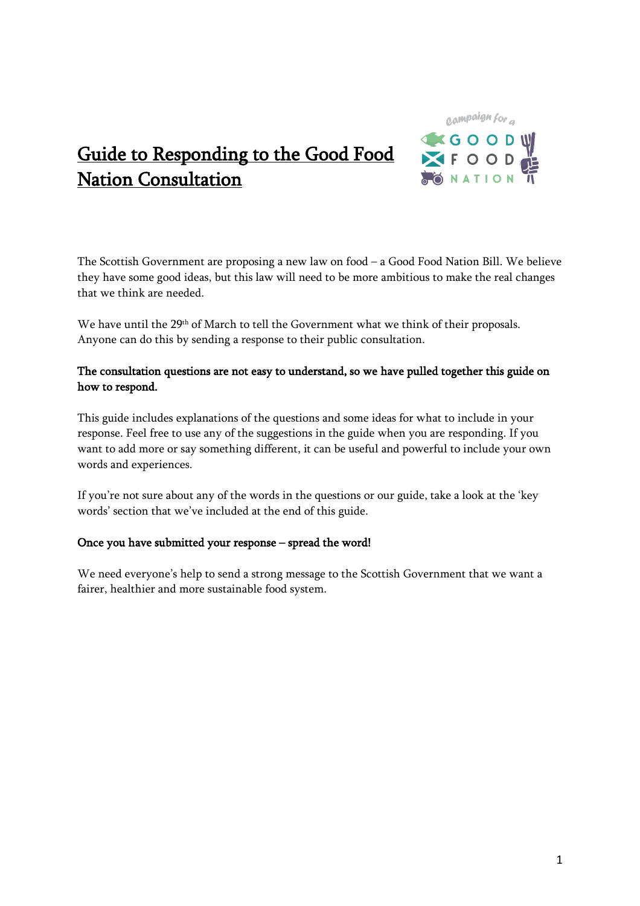# Guide to Responding to the Good Food Nation Consultation

The Scottish Government are proposing a new law on food – a Good Food Nation Bill. We believe they have some good ideas, but this law will need to be more ambitious to make the real changes that we think are needed.

We have until the 29th of March to tell the Government what we think of their proposals. Anyone can do this by sending a response to their public consultation.

**The consultation questions are not easy to understand, so we have pulled together this guide on how to respond.**

This guide includes explanations of the questions and some ideas for what to include in your response. Feel free to use any of the suggestions in the guide when you are responding. If you want to add more or say something different, it can be useful and powerful to include your own words and experiences.

If you're not sure about any of the words in the questions or our guide, take a look at the 'key words' section that we've included at the end of this guide.

**Once you have submitted your response – spread the word!**

We need everyone's help to send a strong message to the Scottish Government that we want a fairer, healthier and more sustainable food system.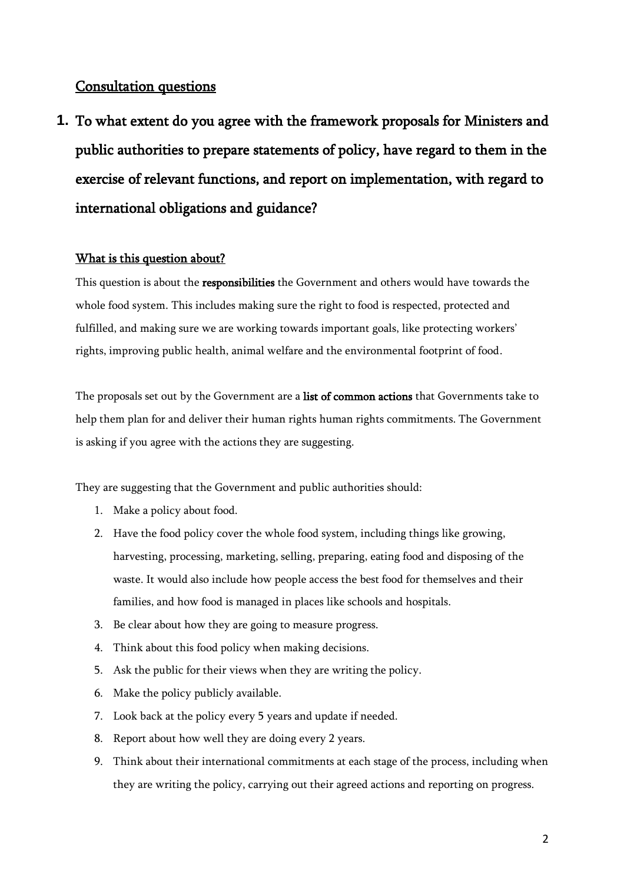## Consultation questions

### 1. To what extent do you agree with the framework proposals for Ministers and public authorities to prepare statements of policy, have regard to them in the exercise of relevant functions, and report on implementation, with regard to international obligations and guidance?

#### What is this question about?

This question is about the **responsibilities** the Government and others would have towards the whole food system. This includes making sure the right to food is respected, protected and fulfilled, and making sure we are working towards important goals, like protecting workers' rights, improving public health, animal welfare and the environmental footprint of food.

The proposals set out by the Government are a **list of common actions** that Governments take to help them plan for and deliver their human rights human rights commitments. The Government is asking if you agree with the actions they are suggesting.

They are suggesting that the Government and public authorities should:

1. Make a policy about food.
2. Have the food policy cover the whole food system, including things like growing, harvesting, processing, marketing, selling, preparing, eating food and disposing of the waste. It would also include how people access the best food for themselves and their families, and how food is managed in places like schools and hospitals.
3. Be clear about how they are going to measure progress.
4. Think about this food policy when making decisions.
5. Ask the public for their views when they are writing the policy.
6. Make the policy publicly available.
7. Look back at the policy every 5 years and update if needed.
8. Report about how well they are doing every 2 years.
9. Think about their international commitments at each stage of the process, including when they are writing the policy, carrying out their agreed actions and reporting on progress.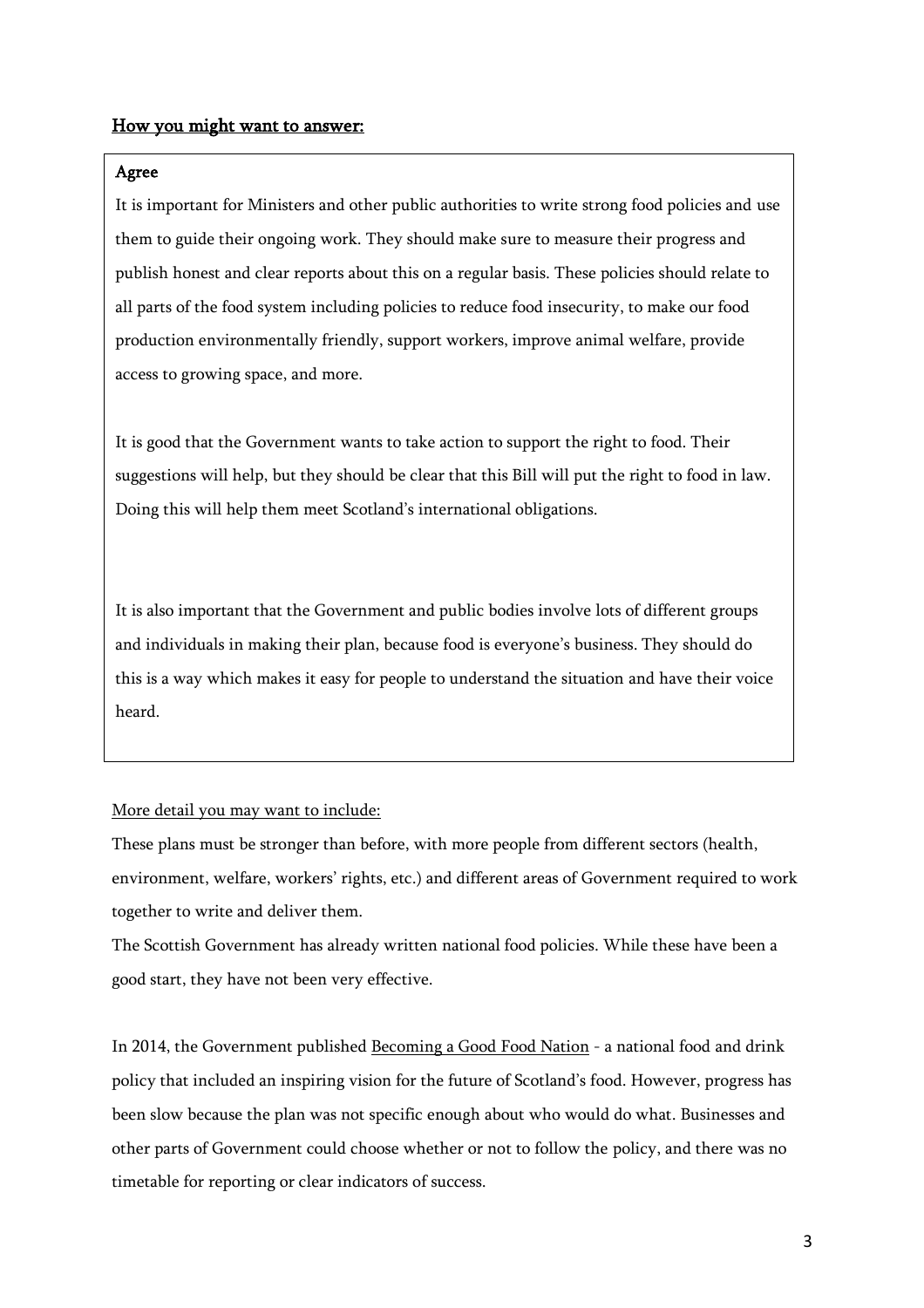## How you might want to answer:

**Agree**

It is important for Ministers and other public authorities to write strong food policies and use them to guide their ongoing work. They should make sure to measure their progress and publish honest and clear reports about this on a regular basis. These policies should relate to all parts of the food system including policies to reduce food insecurity, to make our food production environmentally friendly, support workers, improve animal welfare, provide access to growing space, and more.

It is good that the Government wants to take action to support the right to food. Their suggestions will help, but they should be clear that this Bill will put the right to food in law. Doing this will help them meet Scotland's international obligations.

It is also important that the Government and public bodies involve lots of different groups and individuals in making their plan, because food is everyone's business. They should do this is a way which makes it easy for people to understand the situation and have their voice heard.

More detail you may want to include:

These plans must be stronger than before, with more people from different sectors (health, environment, welfare, workers' rights, etc.) and different areas of Government required to work together to write and deliver them.

The Scottish Government has already written national food policies. While these have been a good start, they have not been very effective.

In 2014, the Government published Becoming a Good Food Nation - a national food and drink policy that included an inspiring vision for the future of Scotland's food. However, progress has been slow because the plan was not specific enough about who would do what. Businesses and other parts of Government could choose whether or not to follow the policy, and there was no timetable for reporting or clear indicators of success.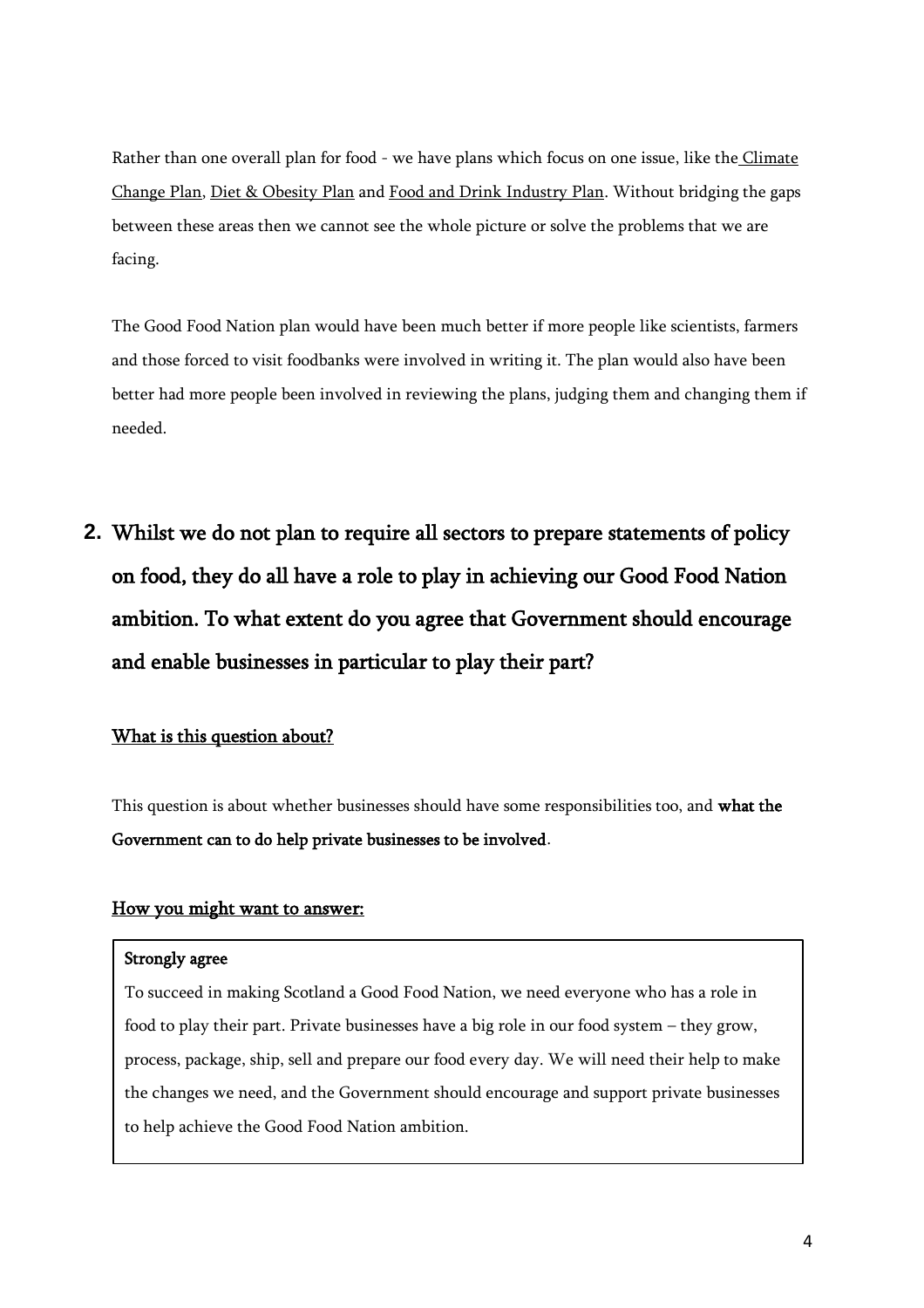Rather than one overall plan for food - we have plans which focus on one issue, like the Climate Change Plan, Diet & Obesity Plan and Food and Drink Industry Plan. Without bridging the gaps between these areas then we cannot see the whole picture or solve the problems that we are facing.

The Good Food Nation plan would have been much better if more people like scientists, farmers and those forced to visit foodbanks were involved in writing it. The plan would also have been better had more people been involved in reviewing the plans, judging them and changing them if needed.

## 2. Whilst we do not plan to require all sectors to prepare statements of policy on food, they do all have a role to play in achieving our Good Food Nation ambition. To what extent do you agree that Government should encourage and enable businesses in particular to play their part?

### What is this question about?

This question is about whether businesses should have some responsibilities too, and **what the Government can to do help private businesses to be involved**.

### How you might want to answer:

> **Strongly agree**
>
> To succeed in making Scotland a Good Food Nation, we need everyone who has a role in food to play their part. Private businesses have a big role in our food system – they grow, process, package, ship, sell and prepare our food every day. We will need their help to make the changes we need, and the Government should encourage and support private businesses to help achieve the Good Food Nation ambition.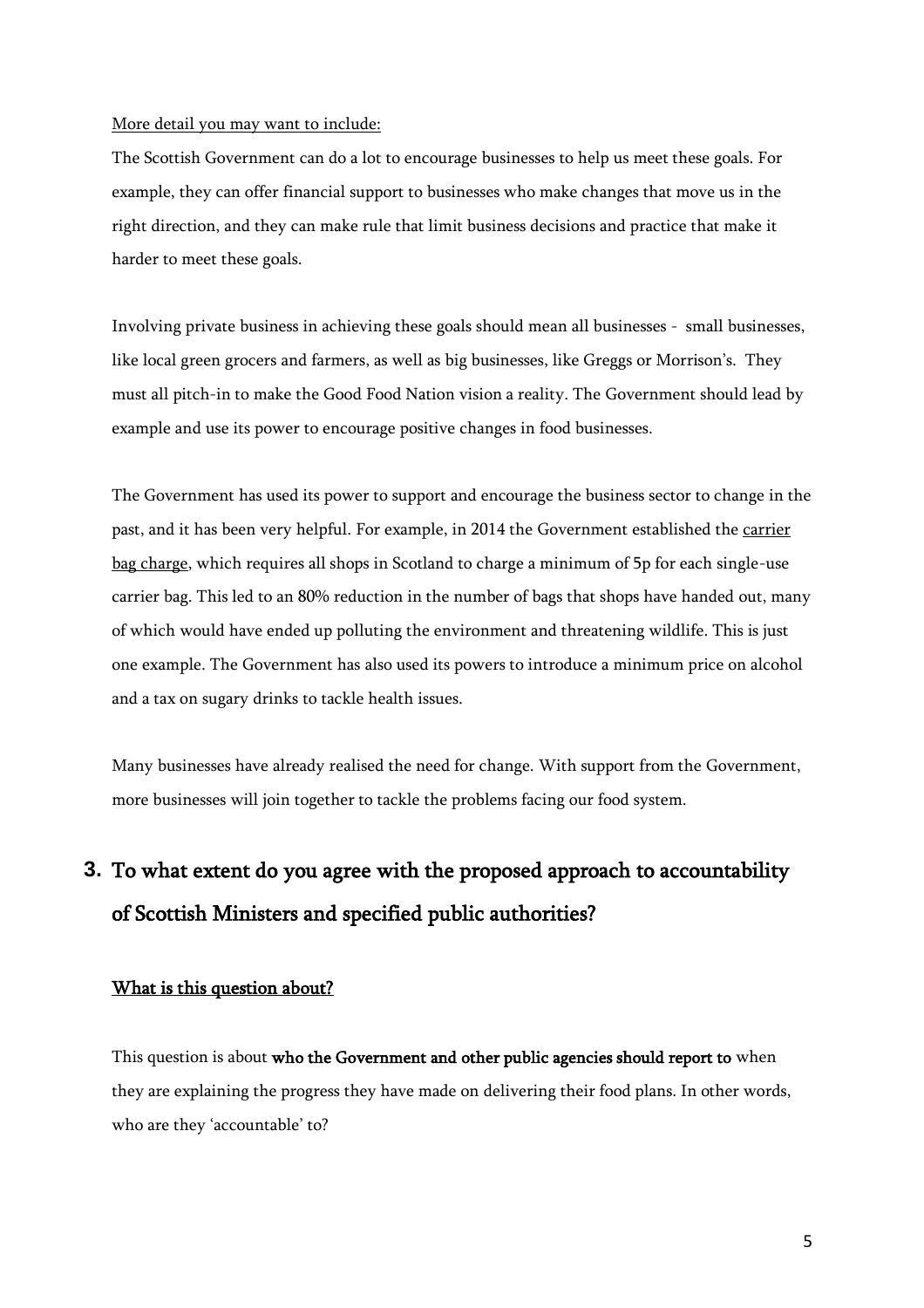More detail you may want to include:

The Scottish Government can do a lot to encourage businesses to help us meet these goals. For example, they can offer financial support to businesses who make changes that move us in the right direction, and they can make rule that limit business decisions and practice that make it harder to meet these goals.

Involving private business in achieving these goals should mean all businesses - small businesses, like local green grocers and farmers, as well as big businesses, like Greggs or Morrison's. They must all pitch-in to make the Good Food Nation vision a reality. The Government should lead by example and use its power to encourage positive changes in food businesses.

The Government has used its power to support and encourage the business sector to change in the past, and it has been very helpful. For example, in 2014 the Government established the carrier bag charge, which requires all shops in Scotland to charge a minimum of 5p for each single-use carrier bag. This led to an 80% reduction in the number of bags that shops have handed out, many of which would have ended up polluting the environment and threatening wildlife. This is just one example. The Government has also used its powers to introduce a minimum price on alcohol and a tax on sugary drinks to tackle health issues.

Many businesses have already realised the need for change. With support from the Government, more businesses will join together to tackle the problems facing our food system.

## 3. To what extent do you agree with the proposed approach to accountability of Scottish Ministers and specified public authorities?

### What is this question about?

This question is about **who the Government and other public agencies should report to** when they are explaining the progress they have made on delivering their food plans. In other words, who are they 'accountable' to?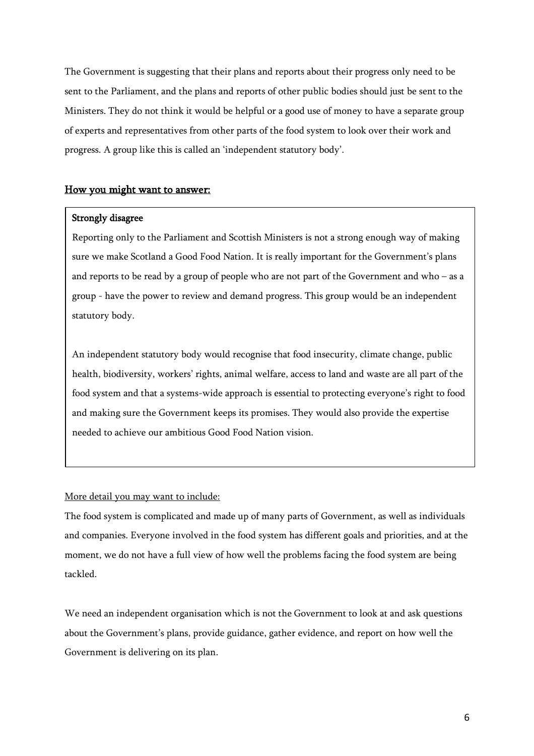The Government is suggesting that their plans and reports about their progress only need to be sent to the Parliament, and the plans and reports of other public bodies should just be sent to the Ministers. They do not think it would be helpful or a good use of money to have a separate group of experts and representatives from other parts of the food system to look over their work and progress. A group like this is called an 'independent statutory body'.

## How you might want to answer:

**Strongly disagree**

Reporting only to the Parliament and Scottish Ministers is not a strong enough way of making sure we make Scotland a Good Food Nation. It is really important for the Government's plans and reports to be read by a group of people who are not part of the Government and who – as a group - have the power to review and demand progress. This group would be an independent statutory body.

An independent statutory body would recognise that food insecurity, climate change, public health, biodiversity, workers' rights, animal welfare, access to land and waste are all part of the food system and that a systems-wide approach is essential to protecting everyone's right to food and making sure the Government keeps its promises. They would also provide the expertise needed to achieve our ambitious Good Food Nation vision.

More detail you may want to include:

The food system is complicated and made up of many parts of Government, as well as individuals and companies. Everyone involved in the food system has different goals and priorities, and at the moment, we do not have a full view of how well the problems facing the food system are being tackled.

We need an independent organisation which is not the Government to look at and ask questions about the Government's plans, provide guidance, gather evidence, and report on how well the Government is delivering on its plan.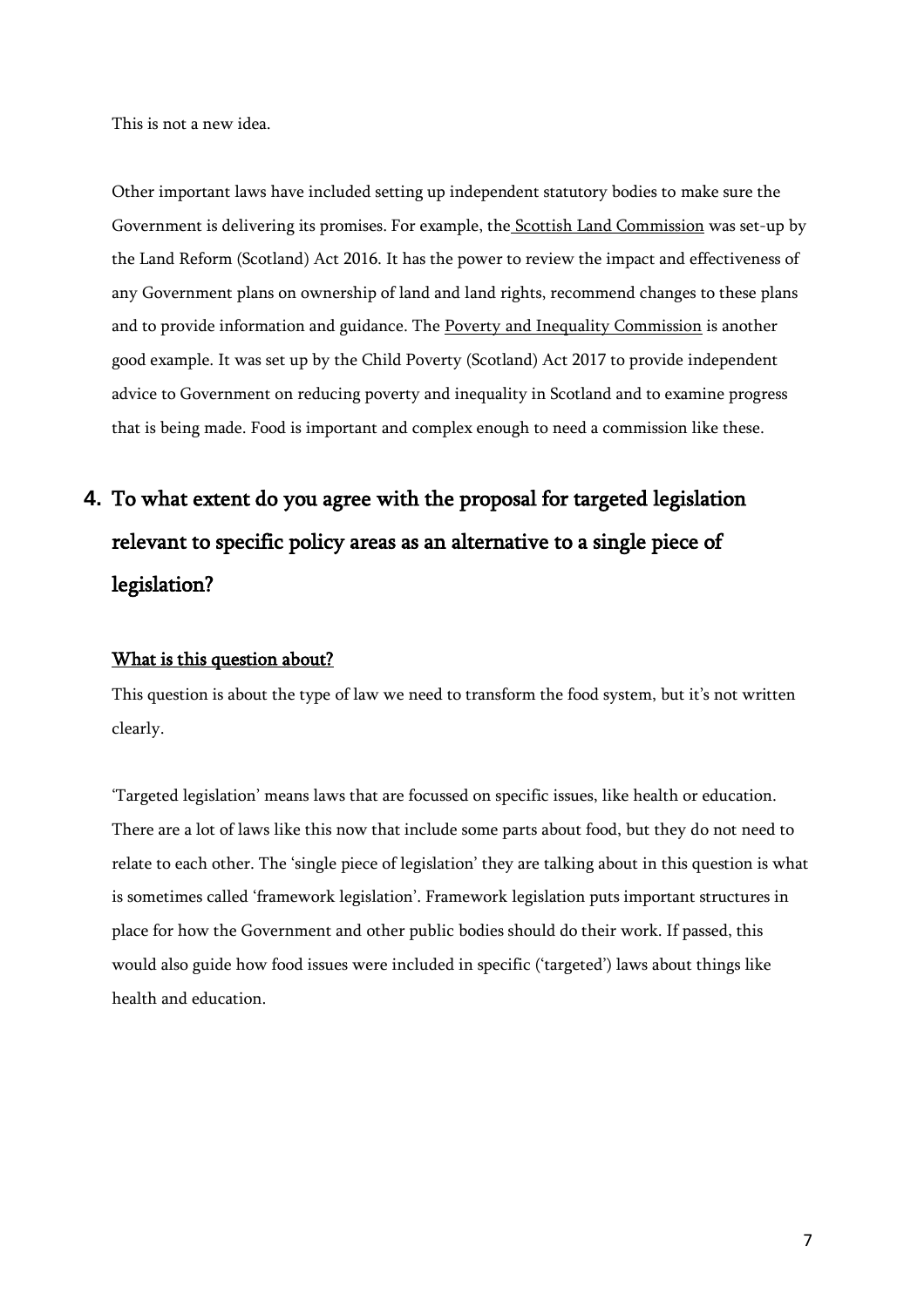This is not a new idea.

Other important laws have included setting up independent statutory bodies to make sure the Government is delivering its promises. For example, the Scottish Land Commission was set-up by the Land Reform (Scotland) Act 2016. It has the power to review the impact and effectiveness of any Government plans on ownership of land and land rights, recommend changes to these plans and to provide information and guidance. The Poverty and Inequality Commission is another good example. It was set up by the Child Poverty (Scotland) Act 2017 to provide independent advice to Government on reducing poverty and inequality in Scotland and to examine progress that is being made. Food is important and complex enough to need a commission like these.

## 4. To what extent do you agree with the proposal for targeted legislation relevant to specific policy areas as an alternative to a single piece of legislation?

### What is this question about?

This question is about the type of law we need to transform the food system, but it's not written clearly.

'Targeted legislation' means laws that are focussed on specific issues, like health or education. There are a lot of laws like this now that include some parts about food, but they do not need to relate to each other. The 'single piece of legislation' they are talking about in this question is what is sometimes called 'framework legislation'. Framework legislation puts important structures in place for how the Government and other public bodies should do their work. If passed, this would also guide how food issues were included in specific ('targeted') laws about things like health and education.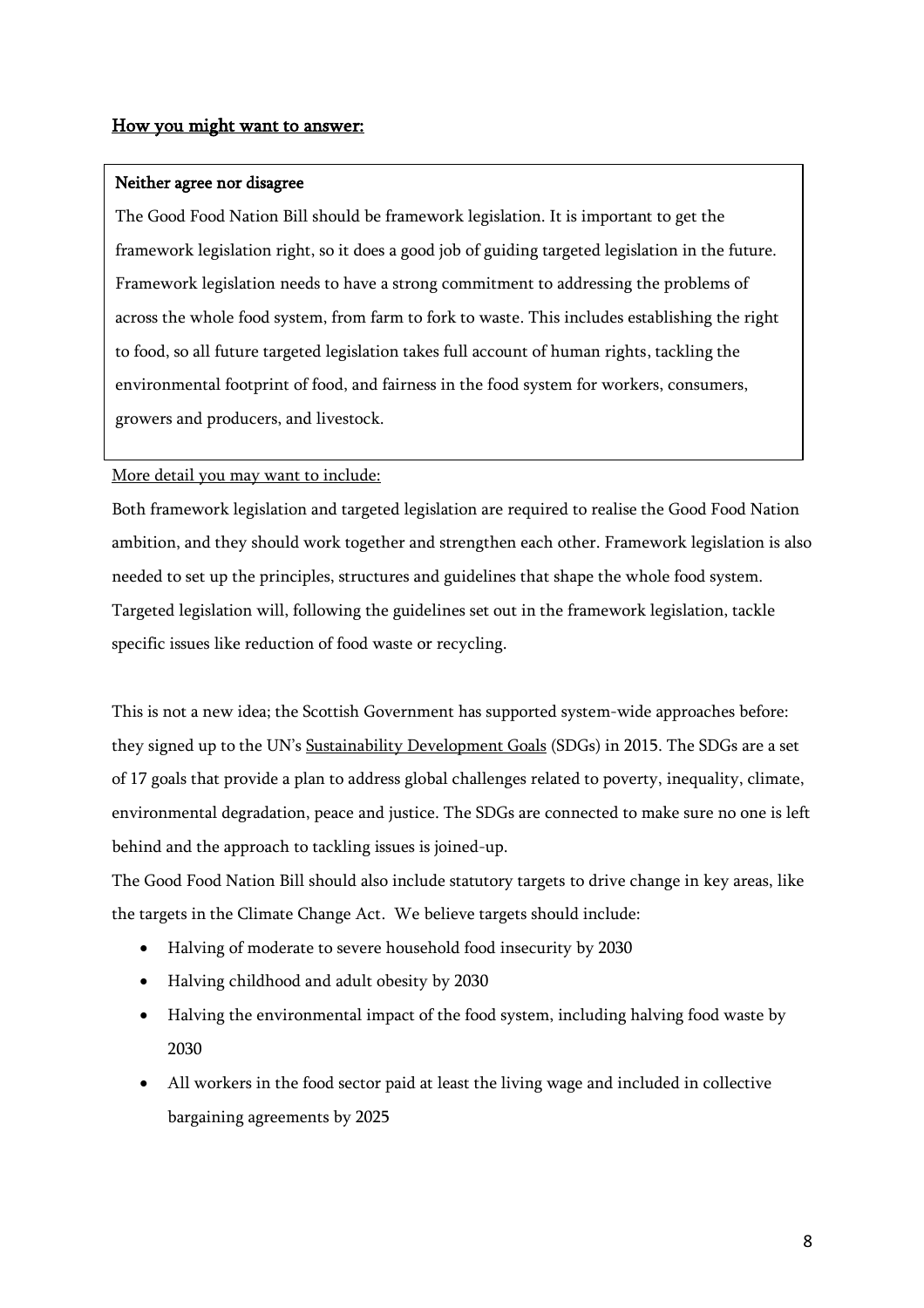## <u>How you might want to answer:</u>

**Neither agree nor disagree**

The Good Food Nation Bill should be framework legislation. It is important to get the framework legislation right, so it does a good job of guiding targeted legislation in the future. Framework legislation needs to have a strong commitment to addressing the problems of across the whole food system, from farm to fork to waste. This includes establishing the right to food, so all future targeted legislation takes full account of human rights, tackling the environmental footprint of food, and fairness in the food system for workers, consumers, growers and producers, and livestock.

<u>More detail you may want to include:</u>

Both framework legislation and targeted legislation are required to realise the Good Food Nation ambition, and they should work together and strengthen each other. Framework legislation is also needed to set up the principles, structures and guidelines that shape the whole food system. Targeted legislation will, following the guidelines set out in the framework legislation, tackle specific issues like reduction of food waste or recycling.

This is not a new idea; the Scottish Government has supported system-wide approaches before: they signed up to the UN's <u>Sustainability Development Goals</u> (SDGs) in 2015. The SDGs are a set of 17 goals that provide a plan to address global challenges related to poverty, inequality, climate, environmental degradation, peace and justice. The SDGs are connected to make sure no one is left behind and the approach to tackling issues is joined-up.

The Good Food Nation Bill should also include statutory targets to drive change in key areas, like the targets in the Climate Change Act. We believe targets should include:

- Halving of moderate to severe household food insecurity by 2030
- Halving childhood and adult obesity by 2030
- Halving the environmental impact of the food system, including halving food waste by 2030
- All workers in the food sector paid at least the living wage and included in collective bargaining agreements by 2025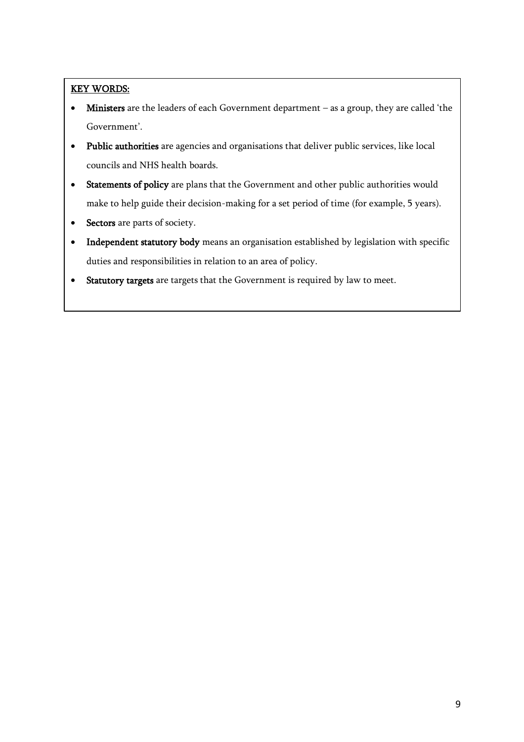**KEY WORDS:**

- **Ministers** are the leaders of each Government department – as a group, they are called 'the Government'.
- **Public authorities** are agencies and organisations that deliver public services, like local councils and NHS health boards.
- **Statements of policy** are plans that the Government and other public authorities would make to help guide their decision-making for a set period of time (for example, 5 years).
- **Sectors** are parts of society.
- **Independent statutory body** means an organisation established by legislation with specific duties and responsibilities in relation to an area of policy.
- **Statutory targets** are targets that the Government is required by law to meet.